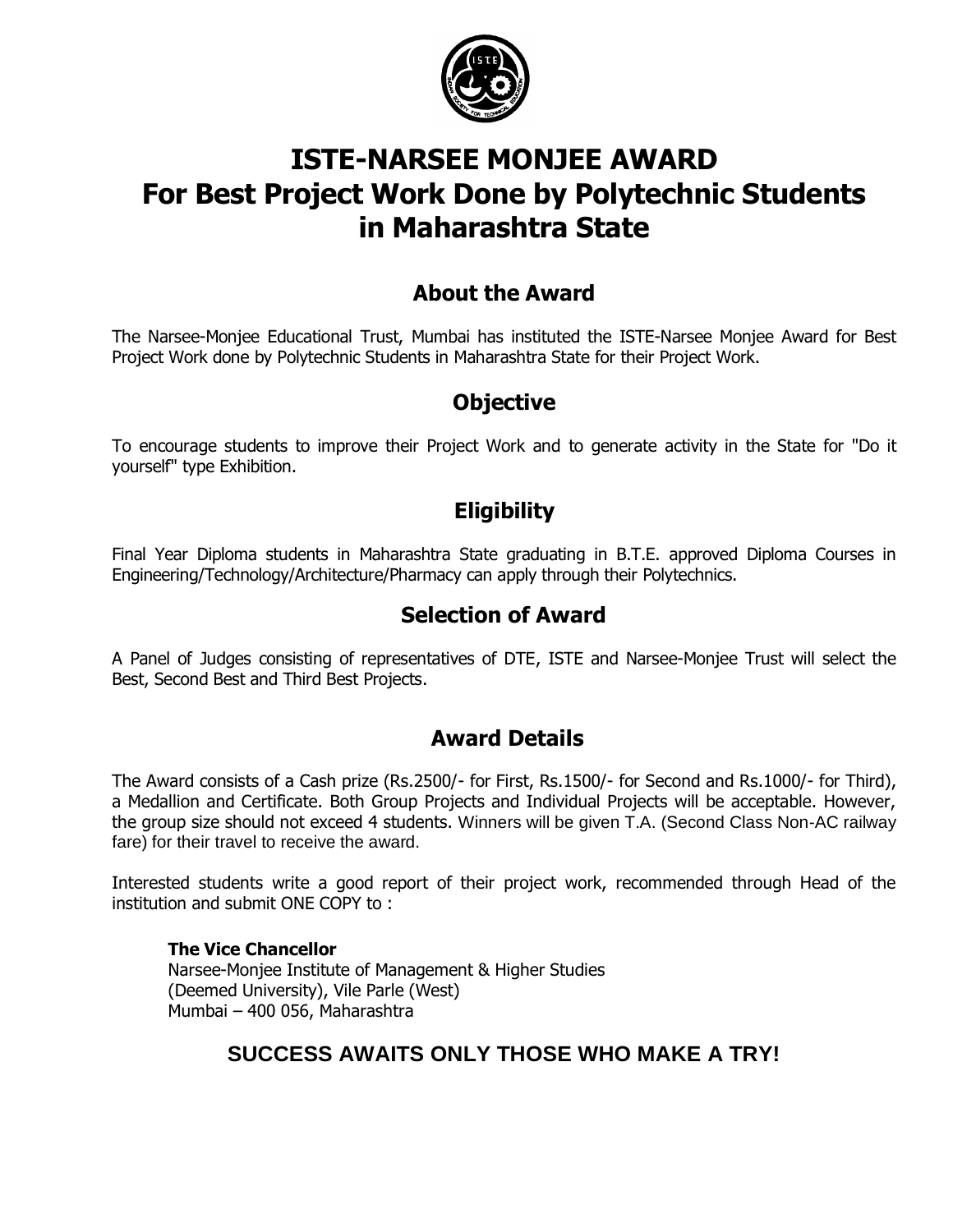# ISTE-NARSEE MONJEE AWARD
# For Best Project Work Done by Polytechnic Students in Maharashtra State

## About the Award

The Narsee-Monjee Educational Trust, Mumbai has instituted the ISTE-Narsee Monjee Award for Best Project Work done by Polytechnic Students in Maharashtra State for their Project Work.

## Objective

To encourage students to improve their Project Work and to generate activity in the State for "Do it yourself" type Exhibition.

## Eligibility

Final Year Diploma students in Maharashtra State graduating in B.T.E. approved Diploma Courses in Engineering/Technology/Architecture/Pharmacy can apply through their Polytechnics.

## Selection of Award

A Panel of Judges consisting of representatives of DTE, ISTE and Narsee-Monjee Trust will select the Best, Second Best and Third Best Projects.

## Award Details

The Award consists of a Cash prize (Rs.2500/- for First, Rs.1500/- for Second and Rs.1000/- for Third), a Medallion and Certificate. Both Group Projects and Individual Projects will be acceptable. However, the group size should not exceed 4 students. Winners will be given T.A. (Second Class Non-AC railway fare) for their travel to receive the award.

Interested students write a good report of their project work, recommended through Head of the institution and submit ONE COPY to :

**The Vice Chancellor**
Narsee-Monjee Institute of Management & Higher Studies
(Deemed University), Vile Parle (West)
Mumbai – 400 056, Maharashtra

**SUCCESS AWAITS ONLY THOSE WHO MAKE A TRY!**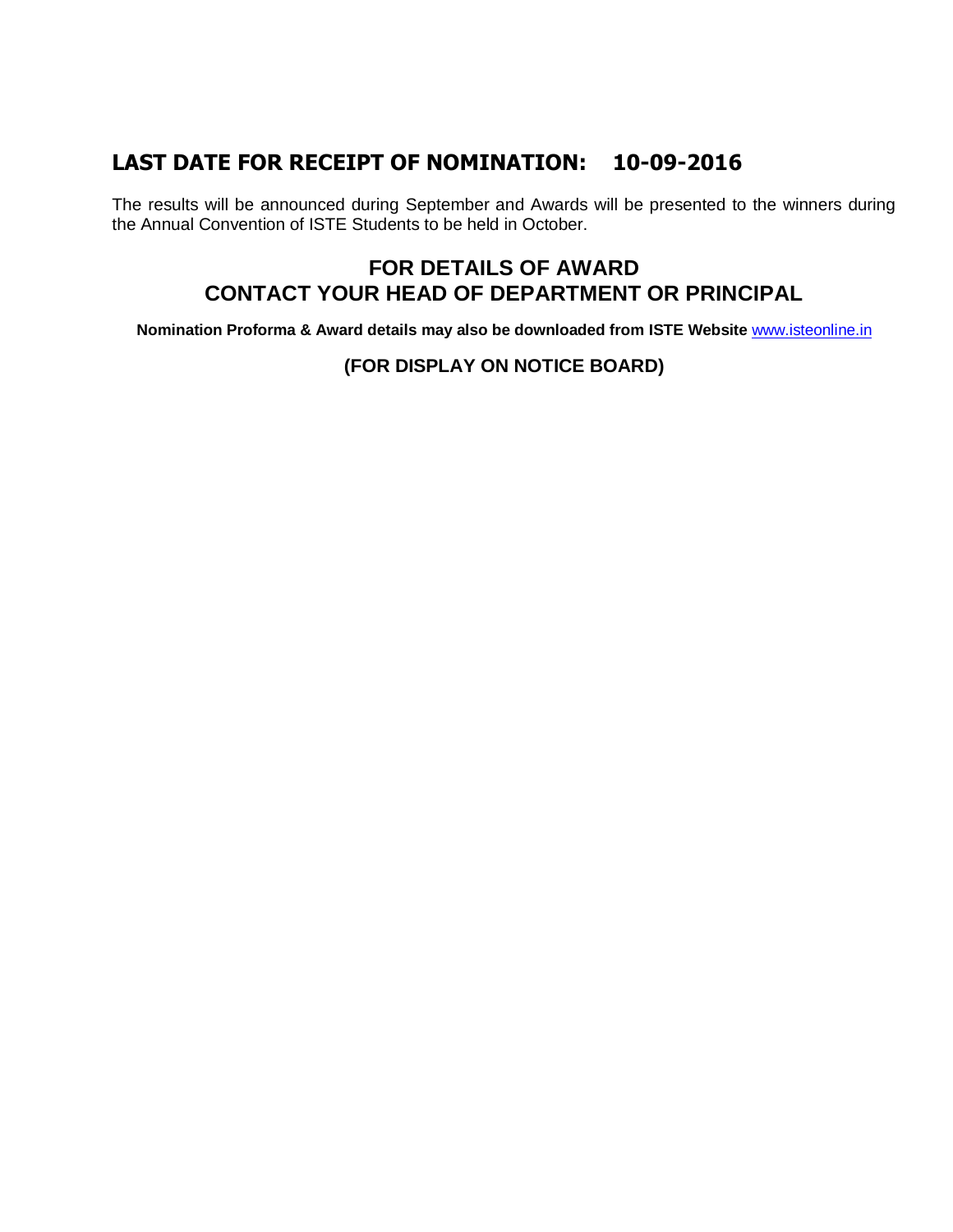## LAST DATE FOR RECEIPT OF NOMINATION: 10-09-2016

The results will be announced during September and Awards will be presented to the winners during the Annual Convention of ISTE Students to be held in October.

### FOR DETAILS OF AWARD
### CONTACT YOUR HEAD OF DEPARTMENT OR PRINCIPAL

**Nomination Proforma & Award details may also be downloaded from ISTE Website** www.isteonline.in

**(FOR DISPLAY ON NOTICE BOARD)**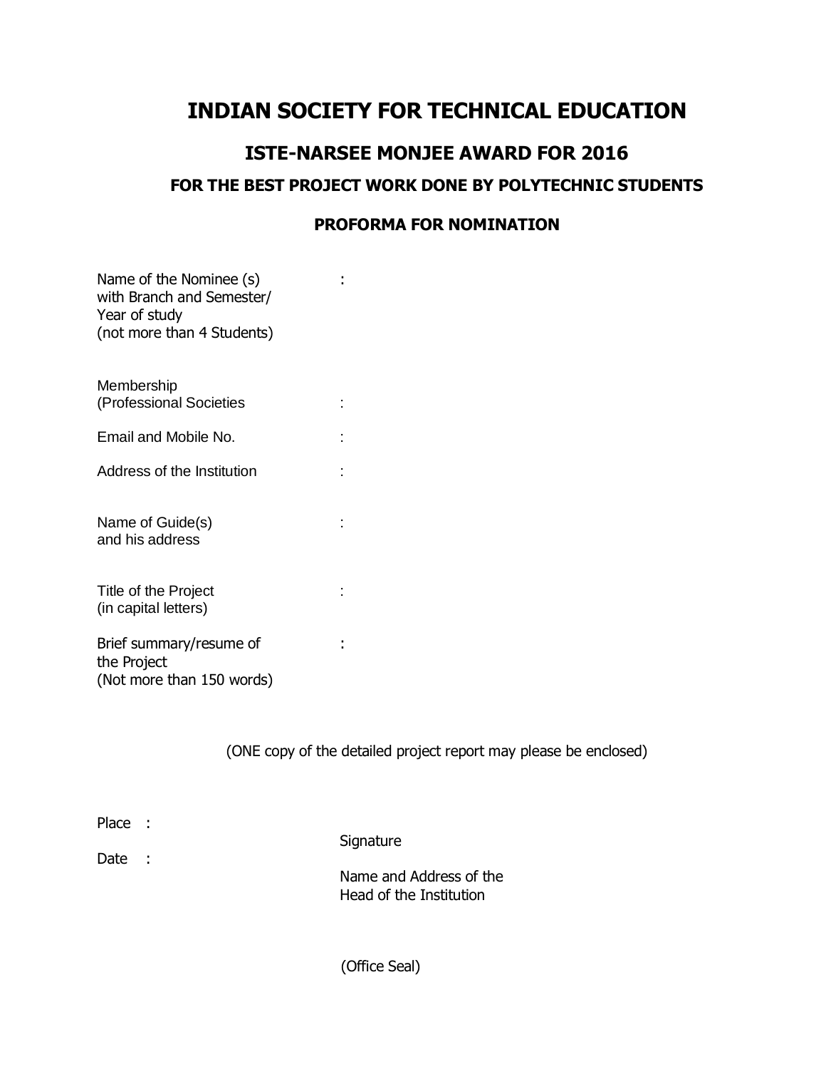# INDIAN SOCIETY FOR TECHNICAL EDUCATION

## ISTE-NARSEE MONJEE AWARD FOR 2016

### FOR THE BEST PROJECT WORK DONE BY POLYTECHNIC STUDENTS

### PROFORMA FOR NOMINATION

Name of the Nominee (s) with Branch and Semester/ Year of study (not more than 4 Students) :

Membership (Professional Societies :

Email and Mobile No. :

Address of the Institution :

Name of Guide(s) and his address :

Title of the Project (in capital letters) :

Brief summary/resume of the Project (Not more than 150 words) :

(ONE copy of the detailed project report may please be enclosed)

Place :

Date :

Signature

Name and Address of the Head of the Institution

(Office Seal)